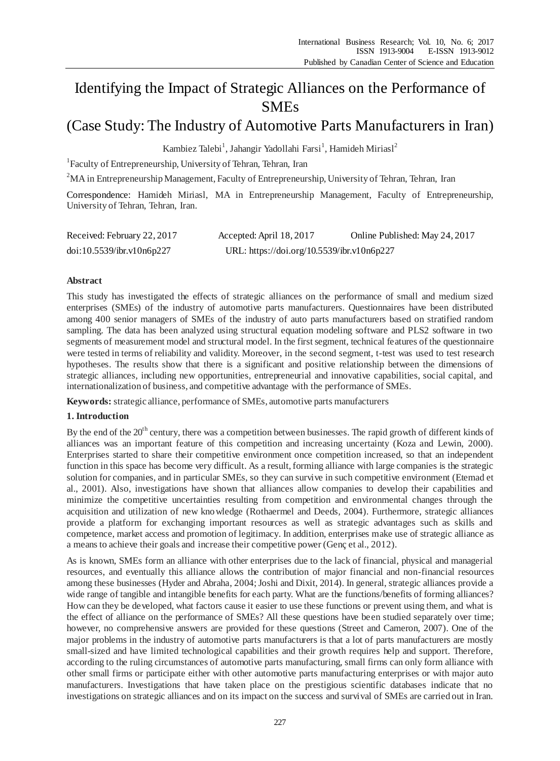# Identifying the Impact of Strategic Alliances on the Performance of SMEs

## (Case Study: The Industry of Automotive Parts Manufacturers in Iran)

Kambiez Talebi[1], Jahangir Yadollahi Farsi[1], Hamideh Miriasl[2]

[1]Faculty of Entrepreneurship, University of Tehran, Tehran, Iran

[2]MA in Entrepreneurship Management, Faculty of Entrepreneurship, University of Tehran, Tehran, Iran

Correspondence: Hamideh Miriasl, MA in Entrepreneurship Management, Faculty of Entrepreneurship, University of Tehran, Tehran, Iran.

Received: February 22, 2017 Accepted: April 18, 2017 Online Published: May 24, 2017

doi:10.5539/ibr.v10n6p227 URL: https://doi.org/10.5539/ibr.v10n6p227

**Abstract**

This study has investigated the effects of strategic alliances on the performance of small and medium sized enterprises (SMEs) of the industry of automotive parts manufacturers. Questionnaires have been distributed among 400 senior managers of SMEs of the industry of auto parts manufacturers based on stratified random sampling. The data has been analyzed using structural equation modeling software and PLS2 software in two segments of measurement model and structural model. In the first segment, technical features of the questionnaire were tested in terms of reliability and validity. Moreover, in the second segment, t-test was used to test research hypotheses. The results show that there is a significant and positive relationship between the dimensions of strategic alliances, including new opportunities, entrepreneurial and innovative capabilities, social capital, and internationalization of business, and competitive advantage with the performance of SMEs.

**Keywords:** strategic alliance, performance of SMEs, automotive parts manufacturers

## 1. Introduction

By the end of the 20th century, there was a competition between businesses. The rapid growth of different kinds of alliances was an important feature of this competition and increasing uncertainty (Koza and Lewin, 2000). Enterprises started to share their competitive environment once competition increased, so that an independent function in this space has become very difficult. As a result, forming alliance with large companies is the strategic solution for companies, and in particular SMEs, so they can survive in such competitive environment (Etemad et al., 2001). Also, investigations have shown that alliances allow companies to develop their capabilities and minimize the competitive uncertainties resulting from competition and environmental changes through the acquisition and utilization of new knowledge (Rothaermel and Deeds, 2004). Furthermore, strategic alliances provide a platform for exchanging important resources as well as strategic advantages such as skills and competence, market access and promotion of legitimacy. In addition, enterprises make use of strategic alliance as a means to achieve their goals and increase their competitive power (Genç et al., 2012).

As is known, SMEs form an alliance with other enterprises due to the lack of financial, physical and managerial resources, and eventually this alliance allows the contribution of major financial and non-financial resources among these businesses (Hyder and Abraha, 2004; Joshi and Dixit, 2014). In general, strategic alliances provide a wide range of tangible and intangible benefits for each party. What are the functions/benefits of forming alliances? How can they be developed, what factors cause it easier to use these functions or prevent using them, and what is the effect of alliance on the performance of SMEs? All these questions have been studied separately over time; however, no comprehensive answers are provided for these questions (Street and Cameron, 2007). One of the major problems in the industry of automotive parts manufacturers is that a lot of parts manufacturers are mostly small-sized and have limited technological capabilities and their growth requires help and support. Therefore, according to the ruling circumstances of automotive parts manufacturing, small firms can only form alliance with other small firms or participate either with other automotive parts manufacturing enterprises or with major auto manufacturers. Investigations that have taken place on the prestigious scientific databases indicate that no investigations on strategic alliances and on its impact on the success and survival of SMEs are carried out in Iran.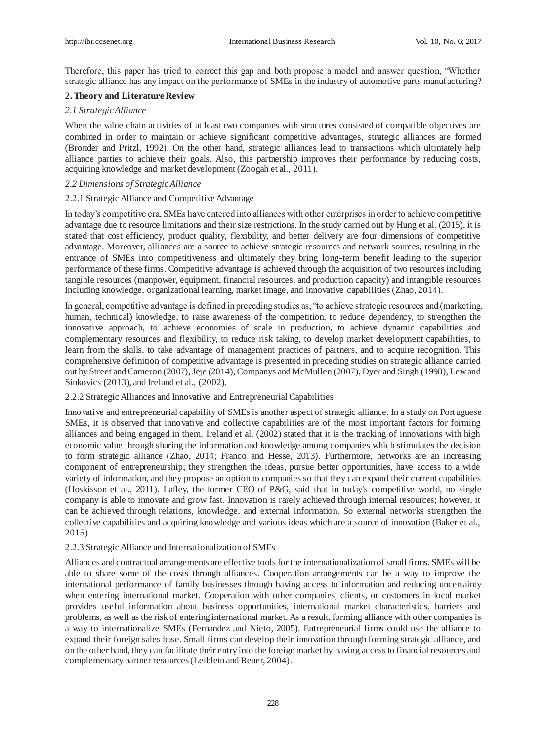Therefore, this paper has tried to correct this gap and both propose a model and answer question, "Whether strategic alliance has any impact on the performance of SMEs in the industry of automotive parts manufacturing?

## 2. Theory and Literature Review

### *2.1 Strategic Alliance*

When the value chain activities of at least two companies with structures consisted of compatible objectives are combined in order to maintain or achieve significant competitive advantages, strategic alliances are formed (Bronder and Pritzl, 1992). On the other hand, strategic alliances lead to transactions which ultimately help alliance parties to achieve their goals. Also, this partnership improves their performance by reducing costs, acquiring knowledge and market development (Zoogah et al., 2011).

### *2.2 Dimensions of Strategic Alliance*

#### 2.2.1 Strategic Alliance and Competitive Advantage

In today's competitive era, SMEs have entered into alliances with other enterprises in order to achieve competitive advantage due to resource limitations and their size restrictions. In the study carried out by Hung et al. (2015), it is stated that cost efficiency, product quality, flexibility, and better delivery are four dimensions of competitive advantage. Moreover, alliances are a source to achieve strategic resources and network sources, resulting in the entrance of SMEs into competitiveness and ultimately they bring long-term benefit leading to the superior performance of these firms. Competitive advantage is achieved through the acquisition of two resources including tangible resources (manpower, equipment, financial resources, and production capacity) and intangible resources including knowledge, organizational learning, market image, and innovative capabilities (Zhao, 2014).

In general, competitive advantage is defined in preceding studies as, "to achieve strategic resources and (marketing, human, technical) knowledge, to raise awareness of the competition, to reduce dependency, to strengthen the innovative approach, to achieve economies of scale in production, to achieve dynamic capabilities and complementary resources and flexibility, to reduce risk taking, to develop market development capabilities, to learn from the skills, to take advantage of management practices of partners, and to acquire recognition. This comprehensive definition of competitive advantage is presented in preceding studies on strategic alliance carried out by Street and Cameron (2007), Jeje (2014), Companys and McMullen (2007), Dyer and Singh (1998), Lew and Sinkovics (2013), and Ireland et al., (2002).

#### 2.2.2 Strategic Alliances and Innovative and Entrepreneurial Capabilities

Innovative and entrepreneurial capability of SMEs is another aspect of strategic alliance. In a study on Portuguese SMEs, it is observed that innovative and collective capabilities are of the most important factors for forming alliances and being engaged in them. Ireland et al. (2002) stated that it is the tracking of innovations with high economic value through sharing the information and knowledge among companies which stimulates the decision to form strategic alliance (Zhao, 2014; Franco and Hesse, 2013). Furthermore, networks are an increasing component of entrepreneurship; they strengthen the ideas, pursue better opportunities, have access to a wide variety of information, and they propose an option to companies so that they can expand their current capabilities (Hoskisson et al., 2011). Lafley, the former CEO of P&G, said that in today's competitive world, no single company is able to innovate and grow fast. Innovation is rarely achieved through internal resources; however, it can be achieved through relations, knowledge, and external information. So external networks strengthen the collective capabilities and acquiring knowledge and various ideas which are a source of innovation (Baker et al., 2015)

#### 2.2.3 Strategic Alliance and Internationalization of SMEs

Alliances and contractual arrangements are effective tools for the internationalization of small firms. SMEs will be able to share some of the costs through alliances. Cooperation arrangements can be a way to improve the international performance of family businesses through having access to information and reducing uncertainty when entering international market. Cooperation with other companies, clients, or customers in local market provides useful information about business opportunities, international market characteristics, barriers and problems, as well as the risk of entering international market. As a result, forming alliance with other companies is a way to internationalize SMEs (Fernandez and Nieto, 2005). Entrepreneurial firms could use the alliance to expand their foreign sales base. Small firms can develop their innovation through forming strategic alliance, and on the other hand, they can facilitate their entry into the foreign market by having access to financial resources and complementary partner resources (Leiblein and Reuer, 2004).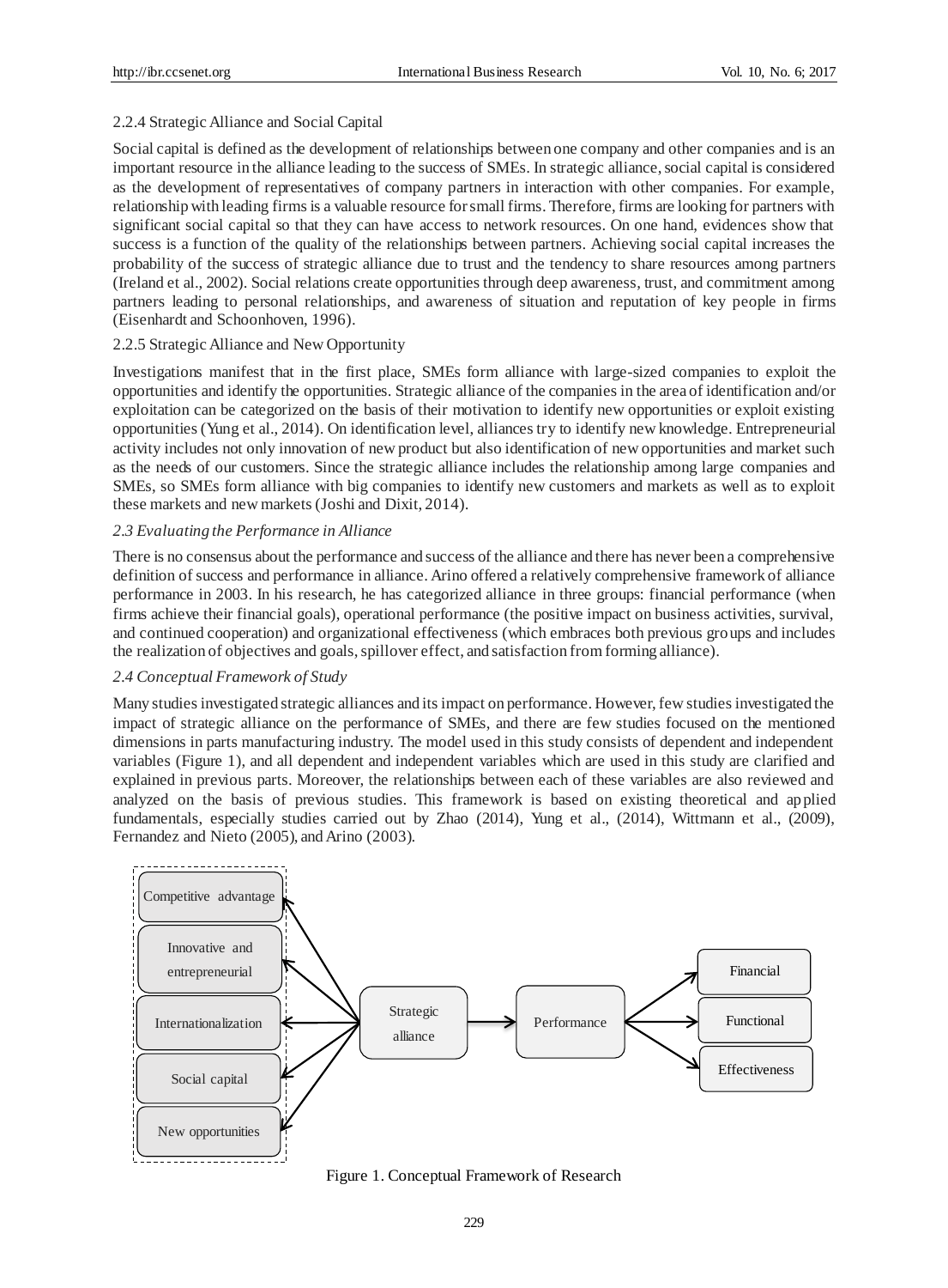2.2.4 Strategic Alliance and Social Capital

Social capital is defined as the development of relationships between one company and other companies and is an important resource in the alliance leading to the success of SMEs. In strategic alliance, social capital is considered as the development of representatives of company partners in interaction with other companies. For example, relationship with leading firms is a valuable resource for small firms. Therefore, firms are looking for partners with significant social capital so that they can have access to network resources. On one hand, evidences show that success is a function of the quality of the relationships between partners. Achieving social capital increases the probability of the success of strategic alliance due to trust and the tendency to share resources among partners (Ireland et al., 2002). Social relations create opportunities through deep awareness, trust, and commitment among partners leading to personal relationships, and awareness of situation and reputation of key people in firms (Eisenhardt and Schoonhoven, 1996).

2.2.5 Strategic Alliance and New Opportunity

Investigations manifest that in the first place, SMEs form alliance with large-sized companies to exploit the opportunities and identify the opportunities. Strategic alliance of the companies in the area of identification and/or exploitation can be categorized on the basis of their motivation to identify new opportunities or exploit existing opportunities (Yung et al., 2014). On identification level, alliances try to identify new knowledge. Entrepreneurial activity includes not only innovation of new product but also identification of new opportunities and market such as the needs of our customers. Since the strategic alliance includes the relationship among large companies and SMEs, so SMEs form alliance with big companies to identify new customers and markets as well as to exploit these markets and new markets (Joshi and Dixit, 2014).

*2.3 Evaluating the Performance in Alliance*

There is no consensus about the performance and success of the alliance and there has never been a comprehensive definition of success and performance in alliance. Arino offered a relatively comprehensive framework of alliance performance in 2003. In his research, he has categorized alliance in three groups: financial performance (when firms achieve their financial goals), operational performance (the positive impact on business activities, survival, and continued cooperation) and organizational effectiveness (which embraces both previous groups and includes the realization of objectives and goals, spillover effect, and satisfaction from forming alliance).

*2.4 Conceptual Framework of Study*

Many studies investigated strategic alliances and its impact on performance. However, few studies investigated the impact of strategic alliance on the performance of SMEs, and there are few studies focused on the mentioned dimensions in parts manufacturing industry. The model used in this study consists of dependent and independent variables (Figure 1), and all dependent and independent variables which are used in this study are clarified and explained in previous parts. Moreover, the relationships between each of these variables are also reviewed and analyzed on the basis of previous studies. This framework is based on existing theoretical and applied fundamentals, especially studies carried out by Zhao (2014), Yung et al., (2014), Wittmann et al., (2009), Fernandez and Nieto (2005), and Arino (2003).

Figure 1. Conceptual Framework of Research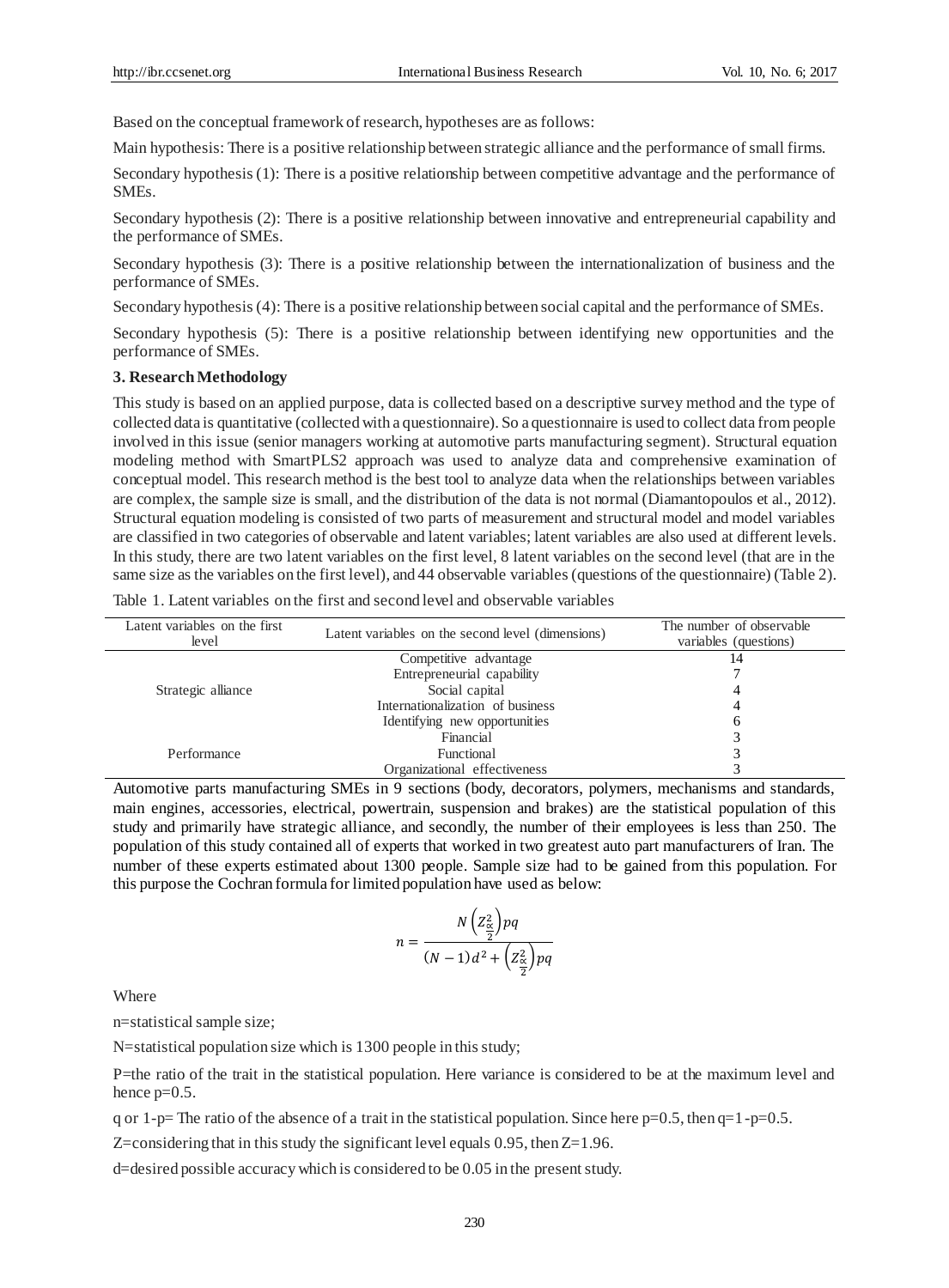Based on the conceptual framework of research, hypotheses are as follows:

Main hypothesis: There is a positive relationship between strategic alliance and the performance of small firms.

Secondary hypothesis (1): There is a positive relationship between competitive advantage and the performance of SMEs.

Secondary hypothesis (2): There is a positive relationship between innovative and entrepreneurial capability and the performance of SMEs.

Secondary hypothesis (3): There is a positive relationship between the internationalization of business and the performance of SMEs.

Secondary hypothesis (4): There is a positive relationship between social capital and the performance of SMEs.

Secondary hypothesis (5): There is a positive relationship between identifying new opportunities and the performance of SMEs.

### 3. Research Methodology

This study is based on an applied purpose, data is collected based on a descriptive survey method and the type of collected data is quantitative (collected with a questionnaire). So a questionnaire is used to collect data from people involved in this issue (senior managers working at automotive parts manufacturing segment). Structural equation modeling method with SmartPLS2 approach was used to analyze data and comprehensive examination of conceptual model. This research method is the best tool to analyze data when the relationships between variables are complex, the sample size is small, and the distribution of the data is not normal (Diamantopoulos et al., 2012). Structural equation modeling is consisted of two parts of measurement and structural model and model variables are classified in two categories of observable and latent variables; latent variables are also used at different levels. In this study, there are two latent variables on the first level, 8 latent variables on the second level (that are in the same size as the variables on the first level), and 44 observable variables (questions of the questionnaire) (Table 2).

Table 1. Latent variables on the first and second level and observable variables

| Latent variables on the first level | Latent variables on the second level (dimensions) | The number of observable variables (questions) |
|---|---|---|
| Strategic alliance | Competitive advantage | 14 |
| | Entrepreneurial capability | 7 |
| | Social capital | 4 |
| | Internationalization of business | 4 |
| | Identifying new opportunities | 6 |
| Performance | Financial | 3 |
| | Functional | 3 |
| | Organizational effectiveness | 3 |

Automotive parts manufacturing SMEs in 9 sections (body, decorators, polymers, mechanisms and standards, main engines, accessories, electrical, powertrain, suspension and brakes) are the statistical population of this study and primarily have strategic alliance, and secondly, the number of their employees is less than 250. The population of this study contained all of experts that worked in two greatest auto part manufacturers of Iran. The number of these experts estimated about 1300 people. Sample size had to be gained from this population. For this purpose the Cochran formula for limited population have used as below:

$$n = \frac{N\left(Z^2_{\frac{\alpha}{2}}\right)pq}{(N-1)d^2 + \left(Z^2_{\frac{\alpha}{2}}\right)pq}$$

Where

n=statistical sample size;

N=statistical population size which is 1300 people in this study;

P=the ratio of the trait in the statistical population. Here variance is considered to be at the maximum level and hence p=0.5.

q or 1-p= The ratio of the absence of a trait in the statistical population. Since here p=0.5, then q=1-p=0.5.

Z=considering that in this study the significant level equals 0.95, then Z=1.96.

d=desired possible accuracy which is considered to be 0.05 in the present study.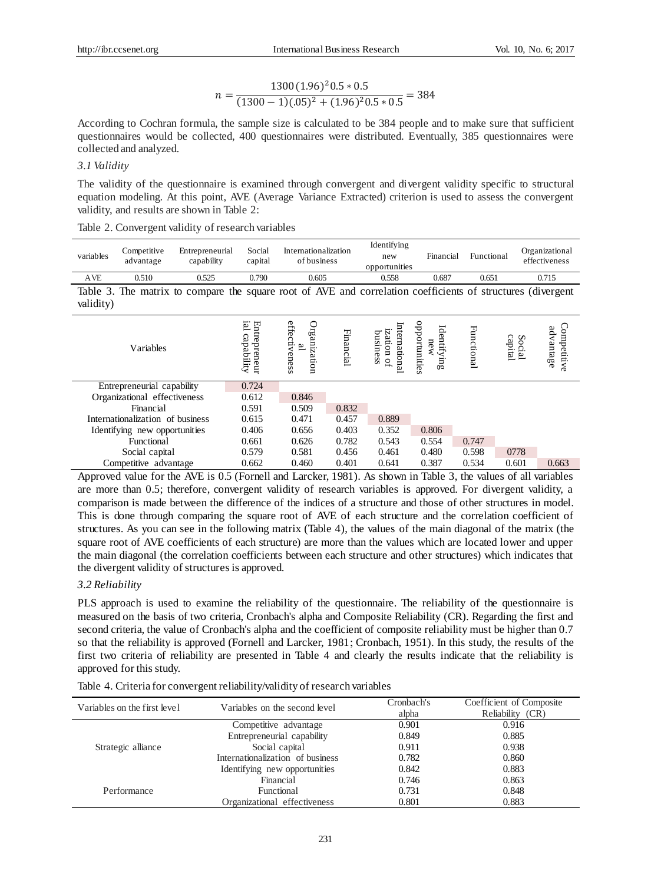$$n = \frac{1300\,(1.96)^2 0.5 * 0.5}{(1300-1)(.05)^2 + (1.96)^2 0.5 * 0.5} = 384$$

According to Cochran formula, the sample size is calculated to be 384 people and to make sure that sufficient questionnaires would be collected, 400 questionnaires were distributed. Eventually, 385 questionnaires were collected and analyzed.

### *3.1 Validity*

The validity of the questionnaire is examined through convergent and divergent validity specific to structural equation modeling. At this point, AVE (Average Variance Extracted) criterion is used to assess the convergent validity, and results are shown in Table 2:

Table 2. Convergent validity of research variables

| variables | Competitive advantage | Entrepreneurial capability | Social capital | Internationalization of business | Identifying new opportunities | Financial | Functional | Organizational effectiveness |
|---|---|---|---|---|---|---|---|---|
| AVE | 0.510 | 0.525 | 0.790 | 0.605 | 0.558 | 0.687 | 0.651 | 0.715 |

Table 3. The matrix to compare the square root of AVE and correlation coefficients of structures (divergent validity)

| Variables | Entrepreneurial capability | Organizational effectiveness | Financial | Internationalization of business | Identifying new opportunities | Functional | Social capital | Competitive advantage |
|---|---|---|---|---|---|---|---|---|
| Entrepreneurial capability | 0.724 | | | | | | | |
| Organizational effectiveness | 0.612 | 0.846 | | | | | | |
| Financial | 0.591 | 0.509 | 0.832 | | | | | |
| Internationalization of business | 0.615 | 0.471 | 0.457 | 0.889 | | | | |
| Identifying new opportunities | 0.406 | 0.656 | 0.403 | 0.352 | 0.806 | | | |
| Functional | 0.661 | 0.626 | 0.782 | 0.543 | 0.554 | 0.747 | | |
| Social capital | 0.579 | 0.581 | 0.456 | 0.461 | 0.480 | 0.598 | 0778 | |
| Competitive advantage | 0.662 | 0.460 | 0.401 | 0.641 | 0.387 | 0.534 | 0.601 | 0.663 |

Approved value for the AVE is 0.5 (Fornell and Larcker, 1981). As shown in Table 3, the values of all variables are more than 0.5; therefore, convergent validity of research variables is approved. For divergent validity, a comparison is made between the difference of the indices of a structure and those of other structures in model. This is done through comparing the square root of AVE of each structure and the correlation coefficient of structures. As you can see in the following matrix (Table 4), the values of the main diagonal of the matrix (the square root of AVE coefficients of each structure) are more than the values which are located lower and upper the main diagonal (the correlation coefficients between each structure and other structures) which indicates that the divergent validity of structures is approved.

### *3.2 Reliability*

PLS approach is used to examine the reliability of the questionnaire. The reliability of the questionnaire is measured on the basis of two criteria, Cronbach's alpha and Composite Reliability (CR). Regarding the first and second criteria, the value of Cronbach's alpha and the coefficient of composite reliability must be higher than 0.7 so that the reliability is approved (Fornell and Larcker, 1981; Cronbach, 1951). In this study, the results of the first two criteria of reliability are presented in Table 4 and clearly the results indicate that the reliability is approved for this study.

Table 4. Criteria for convergent reliability/validity of research variables

| Variables on the first level | Variables on the second level | Cronbach's alpha | Coefficient of Composite Reliability (CR) |
|---|---|---|---|
| Strategic alliance | Competitive advantage | 0.901 | 0.916 |
| | Entrepreneurial capability | 0.849 | 0.885 |
| | Social capital | 0.911 | 0.938 |
| | Internationalization of business | 0.782 | 0.860 |
| | Identifying new opportunities | 0.842 | 0.883 |
| Performance | Financial | 0.746 | 0.863 |
| | Functional | 0.731 | 0.848 |
| | Organizational effectiveness | 0.801 | 0.883 |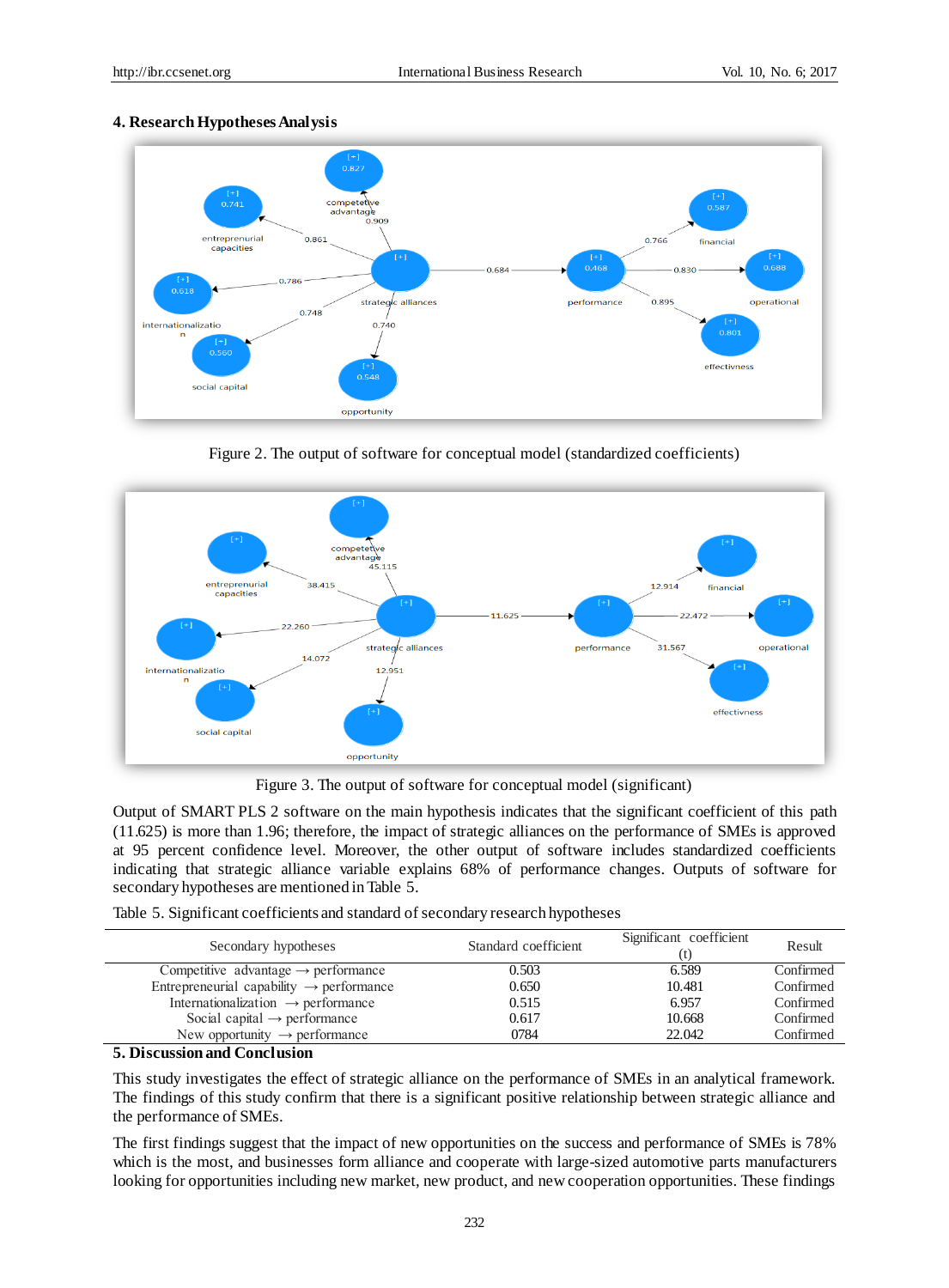## 4. Research Hypotheses Analysis

Figure 2. The output of software for conceptual model (standardized coefficients)

Figure 3. The output of software for conceptual model (significant)

Output of SMART PLS 2 software on the main hypothesis indicates that the significant coefficient of this path (11.625) is more than 1.96; therefore, the impact of strategic alliances on the performance of SMEs is approved at 95 percent confidence level. Moreover, the other output of software includes standardized coefficients indicating that strategic alliance variable explains 68% of performance changes. Outputs of software for secondary hypotheses are mentioned in Table 5.

Table 5. Significant coefficients and standard of secondary research hypotheses

| Secondary hypotheses | Standard coefficient | Significant coefficient (t) | Result |
|---|---|---|---|
| Competitive advantage → performance | 0.503 | 6.589 | Confirmed |
| Entrepreneurial capability → performance | 0.650 | 10.481 | Confirmed |
| Internationalization → performance | 0.515 | 6.957 | Confirmed |
| Social capital → performance | 0.617 | 10.668 | Confirmed |
| New opportunity → performance | 0784 | 22.042 | Confirmed |

## 5. Discussion and Conclusion

This study investigates the effect of strategic alliance on the performance of SMEs in an analytical framework. The findings of this study confirm that there is a significant positive relationship between strategic alliance and the performance of SMEs.

The first findings suggest that the impact of new opportunities on the success and performance of SMEs is 78% which is the most, and businesses form alliance and cooperate with large-sized automotive parts manufacturers looking for opportunities including new market, new product, and new cooperation opportunities. These findings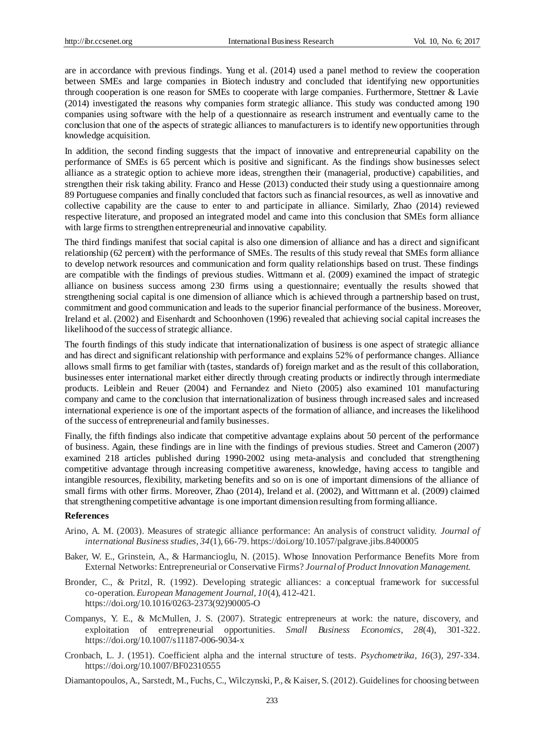are in accordance with previous findings. Yung et al. (2014) used a panel method to review the cooperation between SMEs and large companies in Biotech industry and concluded that identifying new opportunities through cooperation is one reason for SMEs to cooperate with large companies. Furthermore, Stettner & Lavie (2014) investigated the reasons why companies form strategic alliance. This study was conducted among 190 companies using software with the help of a questionnaire as research instrument and eventually came to the conclusion that one of the aspects of strategic alliances to manufacturers is to identify new opportunities through knowledge acquisition.

In addition, the second finding suggests that the impact of innovative and entrepreneurial capability on the performance of SMEs is 65 percent which is positive and significant. As the findings show businesses select alliance as a strategic option to achieve more ideas, strengthen their (managerial, productive) capabilities, and strengthen their risk taking ability. Franco and Hesse (2013) conducted their study using a questionnaire among 89 Portuguese companies and finally concluded that factors such as financial resources, as well as innovative and collective capability are the cause to enter to and participate in alliance. Similarly, Zhao (2014) reviewed respective literature, and proposed an integrated model and came into this conclusion that SMEs form alliance with large firms to strengthen entrepreneurial and innovative capability.

The third findings manifest that social capital is also one dimension of alliance and has a direct and significant relationship (62 percent) with the performance of SMEs. The results of this study reveal that SMEs form alliance to develop network resources and communication and form quality relationships based on trust. These findings are compatible with the findings of previous studies. Wittmann et al. (2009) examined the impact of strategic alliance on business success among 230 firms using a questionnaire; eventually the results showed that strengthening social capital is one dimension of alliance which is achieved through a partnership based on trust, commitment and good communication and leads to the superior financial performance of the business. Moreover, Ireland et al. (2002) and Eisenhardt and Schoonhoven (1996) revealed that achieving social capital increases the likelihood of the success of strategic alliance.

The fourth findings of this study indicate that internationalization of business is one aspect of strategic alliance and has direct and significant relationship with performance and explains 52% of performance changes. Alliance allows small firms to get familiar with (tastes, standards of) foreign market and as the result of this collaboration, businesses enter international market either directly through creating products or indirectly through intermediate products. Leiblein and Reuer (2004) and Fernandez and Nieto (2005) also examined 101 manufacturing company and came to the conclusion that internationalization of business through increased sales and increased international experience is one of the important aspects of the formation of alliance, and increases the likelihood of the success of entrepreneurial and family businesses.

Finally, the fifth findings also indicate that competitive advantage explains about 50 percent of the performance of business. Again, these findings are in line with the findings of previous studies. Street and Cameron (2007) examined 218 articles published during 1990-2002 using meta-analysis and concluded that strengthening competitive advantage through increasing competitive awareness, knowledge, having access to tangible and intangible resources, flexibility, marketing benefits and so on is one of important dimensions of the alliance of small firms with other firms. Moreover, Zhao (2014), Ireland et al. (2002), and Wittmann et al. (2009) claimed that strengthening competitive advantage is one important dimension resulting from forming alliance.

**References**

Arino, A. M. (2003). Measures of strategic alliance performance: An analysis of construct validity. *Journal of international Business studies, 34*(1), 66-79. https://doi.org/10.1057/palgrave.jibs.8400005

Baker, W. E., Grinstein, A., & Harmancioglu, N. (2015). Whose Innovation Performance Benefits More from External Networks: Entrepreneurial or Conservative Firms? *Journal of Product Innovation Management.*

Bronder, C., & Pritzl, R. (1992). Developing strategic alliances: a conceptual framework for successful co-operation. *European Management Journal, 10*(4), 412-421. https://doi.org/10.1016/0263-2373(92)90005-O

Companys, Y. E., & McMullen, J. S. (2007). Strategic entrepreneurs at work: the nature, discovery, and exploitation of entrepreneurial opportunities. *Small Business Economics, 28*(4), 301-322. https://doi.org/10.1007/s11187-006-9034-x

Cronbach, L. J. (1951). Coefficient alpha and the internal structure of tests. *Psychometrika, 16*(3), 297-334. https://doi.org/10.1007/BF02310555

Diamantopoulos, A., Sarstedt, M., Fuchs, C., Wilczynski, P., & Kaiser, S. (2012). Guidelines for choosing between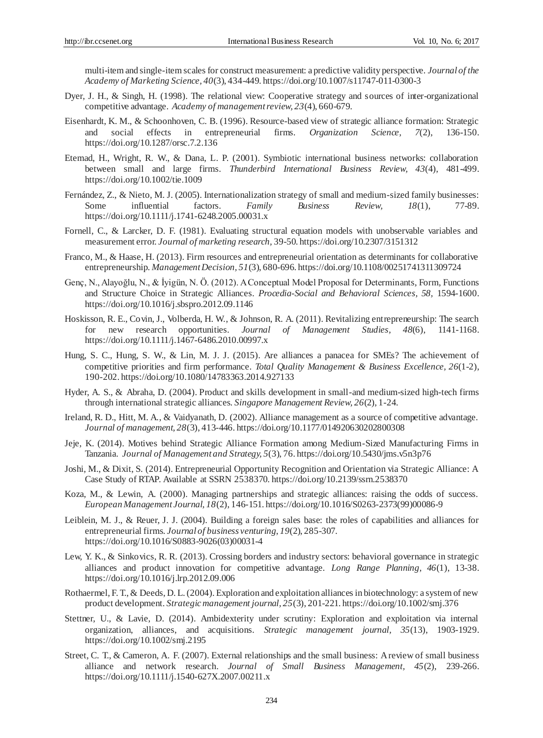multi-item and single-item scales for construct measurement: a predictive validity perspective. *Journal of the Academy of Marketing Science, 40*(3), 434-449. https://doi.org/10.1007/s11747-011-0300-3

Dyer, J. H., & Singh, H. (1998). The relational view: Cooperative strategy and sources of inter-organizational competitive advantage. *Academy of management review, 23*(4), 660-679.

Eisenhardt, K. M., & Schoonhoven, C. B. (1996). Resource-based view of strategic alliance formation: Strategic and social effects in entrepreneurial firms. *Organization Science, 7*(2), 136-150. https://doi.org/10.1287/orsc.7.2.136

Etemad, H., Wright, R. W., & Dana, L. P. (2001). Symbiotic international business networks: collaboration between small and large firms. *Thunderbird International Business Review, 43*(4), 481-499. https://doi.org/10.1002/tie.1009

Fernández, Z., & Nieto, M. J. (2005). Internationalization strategy of small and medium-sized family businesses: Some influential factors. *Family Business Review, 18*(1), 77-89. https://doi.org/10.1111/j.1741-6248.2005.00031.x

Fornell, C., & Larcker, D. F. (1981). Evaluating structural equation models with unobservable variables and measurement error. *Journal of marketing research*, 39-50. https://doi.org/10.2307/3151312

Franco, M., & Haase, H. (2013). Firm resources and entrepreneurial orientation as determinants for collaborative entrepreneurship. *Management Decision, 51*(3), 680-696. https://doi.org/10.1108/00251741311309724

Genç, N., Alayoğlu, N., & İyigün, N. Ö. (2012). A Conceptual Model Proposal for Determinants, Form, Functions and Structure Choice in Strategic Alliances. *Procedia-Social and Behavioral Sciences, 58*, 1594-1600. https://doi.org/10.1016/j.sbspro.2012.09.1146

Hoskisson, R. E., Covin, J., Volberda, H. W., & Johnson, R. A. (2011). Revitalizing entrepreneurship: The search for new research opportunities. *Journal of Management Studies, 48*(6), 1141-1168. https://doi.org/10.1111/j.1467-6486.2010.00997.x

Hung, S. C., Hung, S. W., & Lin, M. J. J. (2015). Are alliances a panacea for SMEs? The achievement of competitive priorities and firm performance. *Total Quality Management & Business Excellence, 26*(1-2), 190-202. https://doi.org/10.1080/14783363.2014.927133

Hyder, A. S., & Abraha, D. (2004). Product and skills development in small-and medium-sized high-tech firms through international strategic alliances. *Singapore Management Review, 26*(2), 1-24.

Ireland, R. D., Hitt, M. A., & Vaidyanath, D. (2002). Alliance management as a source of competitive advantage. *Journal of management, 28*(3), 413-446. https://doi.org/10.1177/014920630202800308

Jeje, K. (2014). Motives behind Strategic Alliance Formation among Medium-Sized Manufacturing Firms in Tanzania. *Journal of Management and Strategy, 5*(3), 76. https://doi.org/10.5430/jms.v5n3p76

Joshi, M., & Dixit, S. (2014). Entrepreneurial Opportunity Recognition and Orientation via Strategic Alliance: A Case Study of RTAP. Available at SSRN 2538370. https://doi.org/10.2139/ssrn.2538370

Koza, M., & Lewin, A. (2000). Managing partnerships and strategic alliances: raising the odds of success. *European Management Journal, 18*(2), 146-151. https://doi.org/10.1016/S0263-2373(99)00086-9

Leiblein, M. J., & Reuer, J. J. (2004). Building a foreign sales base: the roles of capabilities and alliances for entrepreneurial firms. *Journal of business venturing, 19*(2), 285-307. https://doi.org/10.1016/S0883-9026(03)00031-4

Lew, Y. K., & Sinkovics, R. R. (2013). Crossing borders and industry sectors: behavioral governance in strategic alliances and product innovation for competitive advantage. *Long Range Planning, 46*(1), 13-38. https://doi.org/10.1016/j.lrp.2012.09.006

Rothaermel, F. T., & Deeds, D. L. (2004). Exploration and exploitation alliances in biotechnology: a system of new product development. *Strategic management journal, 25*(3), 201-221. https://doi.org/10.1002/smj.376

Stettner, U., & Lavie, D. (2014). Ambidexterity under scrutiny: Exploration and exploitation via internal organization, alliances, and acquisitions. *Strategic management journal, 35*(13), 1903-1929. https://doi.org/10.1002/smj.2195

Street, C. T., & Cameron, A. F. (2007). External relationships and the small business: A review of small business alliance and network research. *Journal of Small Business Management, 45*(2), 239-266. https://doi.org/10.1111/j.1540-627X.2007.00211.x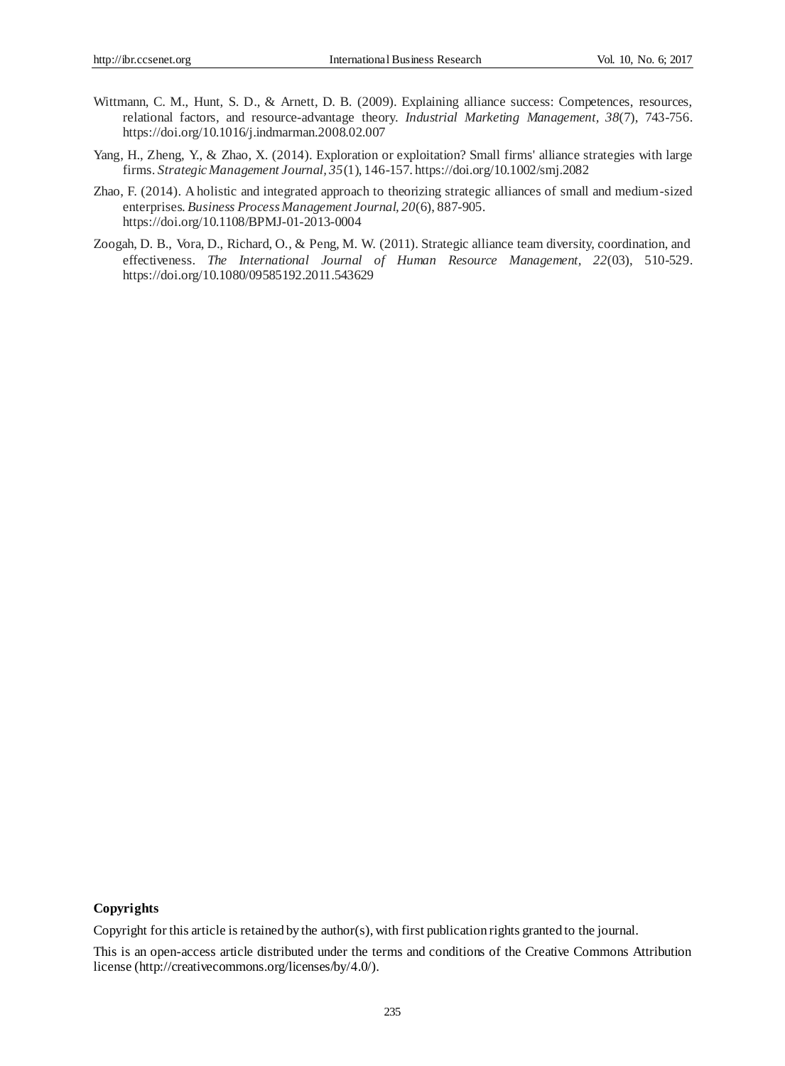Wittmann, C. M., Hunt, S. D., & Arnett, D. B. (2009). Explaining alliance success: Competences, resources, relational factors, and resource-advantage theory. *Industrial Marketing Management*, *38*(7), 743-756. https://doi.org/10.1016/j.indmarman.2008.02.007

Yang, H., Zheng, Y., & Zhao, X. (2014). Exploration or exploitation? Small firms' alliance strategies with large firms. *Strategic Management Journal*, *35*(1), 146-157. https://doi.org/10.1002/smj.2082

Zhao, F. (2014). A holistic and integrated approach to theorizing strategic alliances of small and medium-sized enterprises. *Business Process Management Journal, 20*(6), 887-905. https://doi.org/10.1108/BPMJ-01-2013-0004

Zoogah, D. B., Vora, D., Richard, O., & Peng, M. W. (2011). Strategic alliance team diversity, coordination, and effectiveness. *The International Journal of Human Resource Management*, *22*(03), 510-529. https://doi.org/10.1080/09585192.2011.543629

**Copyrights**

Copyright for this article is retained by the author(s), with first publication rights granted to the journal.

This is an open-access article distributed under the terms and conditions of the Creative Commons Attribution license (http://creativecommons.org/licenses/by/4.0/).